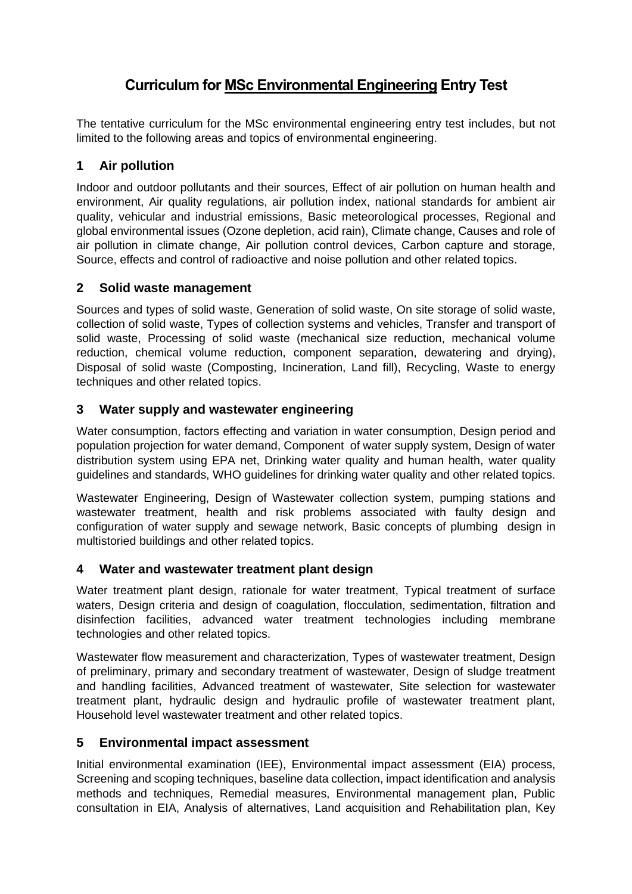# Curriculum for <u>MSc Environmental Engineering</u> Entry Test

The tentative curriculum for the MSc environmental engineering entry test includes, but not limited to the following areas and topics of environmental engineering.

## 1 Air pollution

Indoor and outdoor pollutants and their sources, Effect of air pollution on human health and environment, Air quality regulations, air pollution index, national standards for ambient air quality, vehicular and industrial emissions, Basic meteorological processes, Regional and global environmental issues (Ozone depletion, acid rain), Climate change, Causes and role of air pollution in climate change, Air pollution control devices, Carbon capture and storage, Source, effects and control of radioactive and noise pollution and other related topics.

## 2 Solid waste management

Sources and types of solid waste, Generation of solid waste, On site storage of solid waste, collection of solid waste, Types of collection systems and vehicles, Transfer and transport of solid waste, Processing of solid waste (mechanical size reduction, mechanical volume reduction, chemical volume reduction, component separation, dewatering and drying), Disposal of solid waste (Composting, Incineration, Land fill), Recycling, Waste to energy techniques and other related topics.

## 3 Water supply and wastewater engineering

Water consumption, factors effecting and variation in water consumption, Design period and population projection for water demand, Component of water supply system, Design of water distribution system using EPA net, Drinking water quality and human health, water quality guidelines and standards, WHO guidelines for drinking water quality and other related topics.

Wastewater Engineering, Design of Wastewater collection system, pumping stations and wastewater treatment, health and risk problems associated with faulty design and configuration of water supply and sewage network, Basic concepts of plumbing design in multistoried buildings and other related topics.

## 4 Water and wastewater treatment plant design

Water treatment plant design, rationale for water treatment, Typical treatment of surface waters, Design criteria and design of coagulation, flocculation, sedimentation, filtration and disinfection facilities, advanced water treatment technologies including membrane technologies and other related topics.

Wastewater flow measurement and characterization, Types of wastewater treatment, Design of preliminary, primary and secondary treatment of wastewater, Design of sludge treatment and handling facilities, Advanced treatment of wastewater, Site selection for wastewater treatment plant, hydraulic design and hydraulic profile of wastewater treatment plant, Household level wastewater treatment and other related topics.

## 5 Environmental impact assessment

Initial environmental examination (IEE), Environmental impact assessment (EIA) process, Screening and scoping techniques, baseline data collection, impact identification and analysis methods and techniques, Remedial measures, Environmental management plan, Public consultation in EIA, Analysis of alternatives, Land acquisition and Rehabilitation plan, Key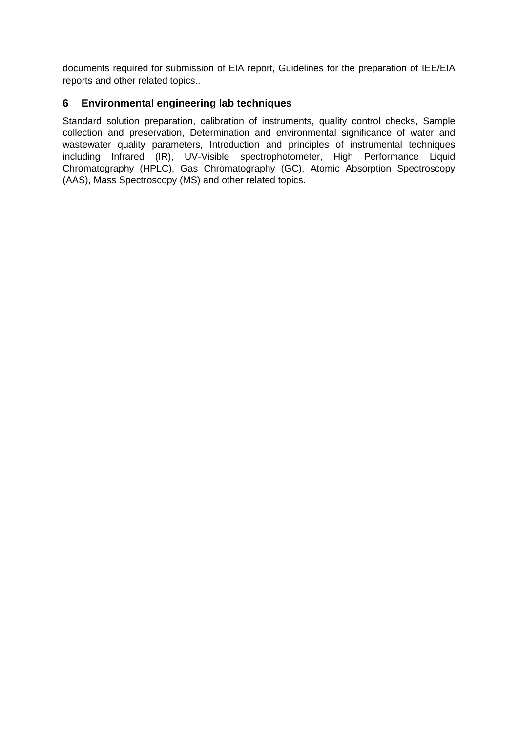documents required for submission of EIA report, Guidelines for the preparation of IEE/EIA reports and other related topics..

## 6 Environmental engineering lab techniques

Standard solution preparation, calibration of instruments, quality control checks, Sample collection and preservation, Determination and environmental significance of water and wastewater quality parameters, Introduction and principles of instrumental techniques including Infrared (IR), UV-Visible spectrophotometer, High Performance Liquid Chromatography (HPLC), Gas Chromatography (GC), Atomic Absorption Spectroscopy (AAS), Mass Spectroscopy (MS) and other related topics.